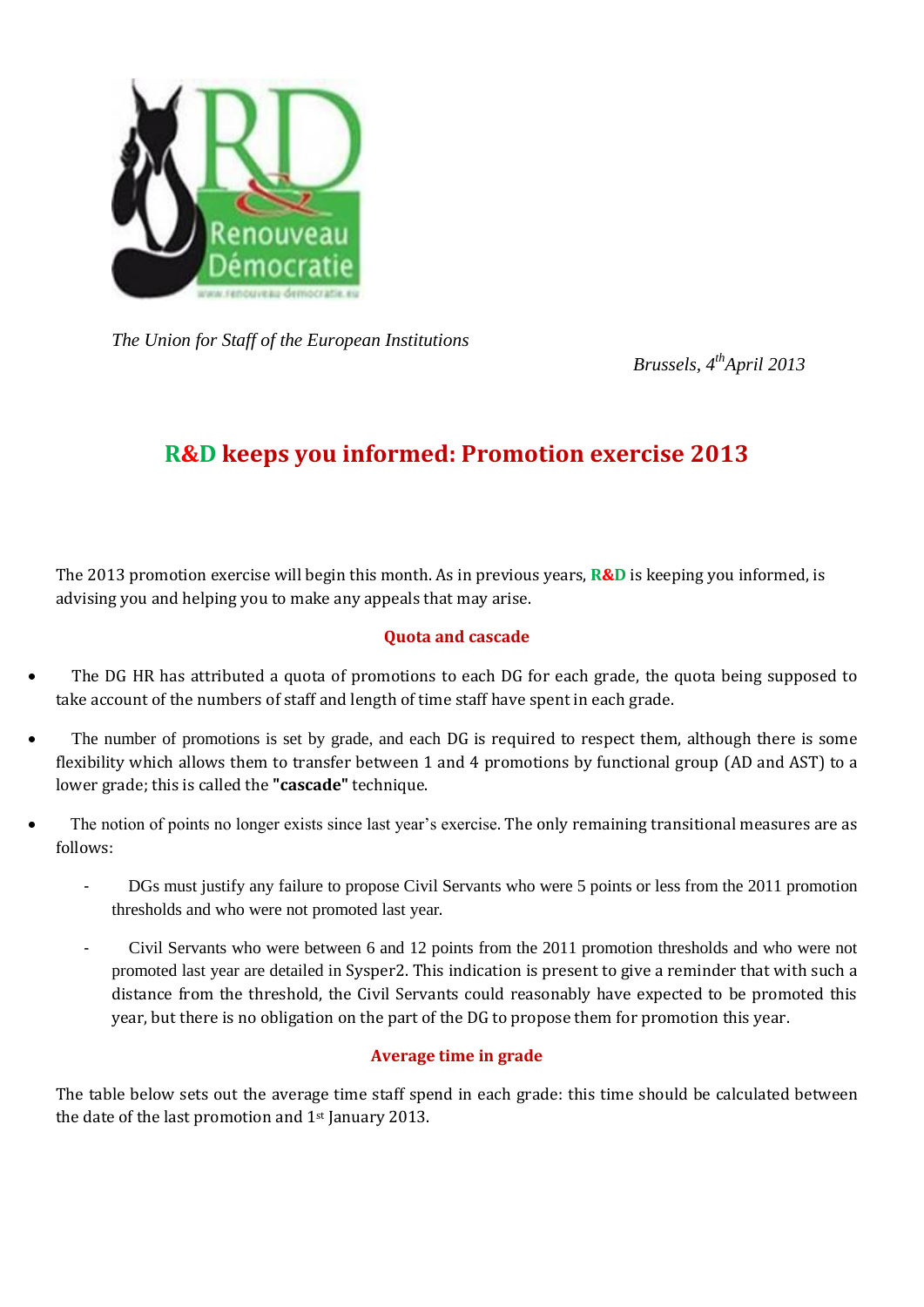*The Union for Staff of the European Institutions*

*Brussels, 4th April 2013*

# R&D keeps you informed: Promotion exercise 2013

The 2013 promotion exercise will begin this month. As in previous years, **R&D** is keeping you informed, is advising you and helping you to make any appeals that may arise.

## Quota and cascade

- The DG HR has attributed a quota of promotions to each DG for each grade, the quota being supposed to take account of the numbers of staff and length of time staff have spent in each grade.
- The number of promotions is set by grade, and each DG is required to respect them, although there is some flexibility which allows them to transfer between 1 and 4 promotions by functional group (AD and AST) to a lower grade; this is called the **"cascade"** technique.
- The notion of points no longer exists since last year's exercise. The only remaining transitional measures are as follows:
  - DGs must justify any failure to propose Civil Servants who were 5 points or less from the 2011 promotion thresholds and who were not promoted last year.
  - Civil Servants who were between 6 and 12 points from the 2011 promotion thresholds and who were not promoted last year are detailed in Sysper2. This indication is present to give a reminder that with such a distance from the threshold, the Civil Servants could reasonably have expected to be promoted this year, but there is no obligation on the part of the DG to propose them for promotion this year.

## Average time in grade

The table below sets out the average time staff spend in each grade: this time should be calculated between the date of the last promotion and 1st January 2013.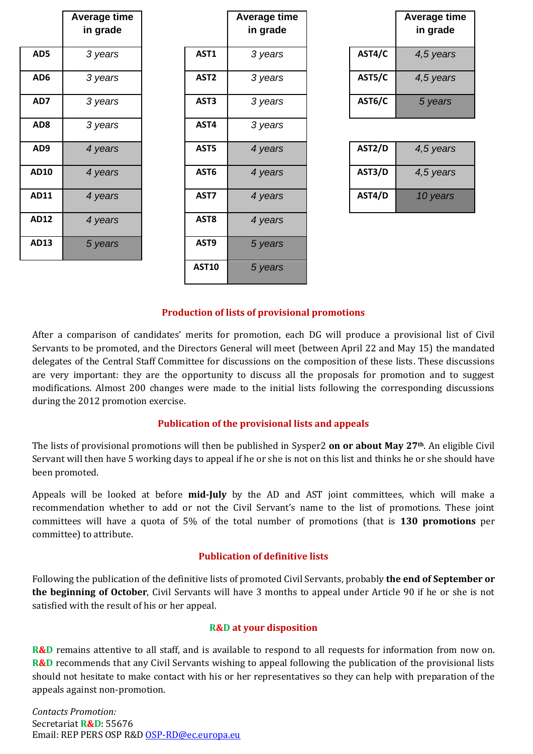| | Average time in grade |
|---|---|
| AD5 | 3 years |
| AD6 | 3 years |
| AD7 | 3 years |
| AD8 | 3 years |
| AD9 | 4 years |
| AD10 | 4 years |
| AD11 | 4 years |
| AD12 | 4 years |
| AD13 | 5 years |

| | Average time in grade |
|---|---|
| AST1 | 3 years |
| AST2 | 3 years |
| AST3 | 3 years |
| AST4 | 3 years |
| AST5 | 4 years |
| AST6 | 4 years |
| AST7 | 4 years |
| AST8 | 4 years |
| AST9 | 5 years |
| AST10 | 5 years |

| | Average time in grade |
|---|---|
| AST4/C | 4,5 years |
| AST5/C | 4,5 years |
| AST6/C | 5 years |

| | |
|---|---|
| AST2/D | 4,5 years |
| AST3/D | 4,5 years |
| AST4/D | 10 years |

## Production of lists of provisional promotions

After a comparison of candidates' merits for promotion, each DG will produce a provisional list of Civil Servants to be promoted, and the Directors General will meet (between April 22 and May 15) the mandated delegates of the Central Staff Committee for discussions on the composition of these lists. These discussions are very important: they are the opportunity to discuss all the proposals for promotion and to suggest modifications. Almost 200 changes were made to the initial lists following the corresponding discussions during the 2012 promotion exercise.

## Publication of the provisional lists and appeals

The lists of provisional promotions will then be published in Sysper2 **on or about May 27th**. An eligible Civil Servant will then have 5 working days to appeal if he or she is not on this list and thinks he or she should have been promoted.

Appeals will be looked at before **mid-July** by the AD and AST joint committees, which will make a recommendation whether to add or not the Civil Servant's name to the list of promotions. These joint committees will have a quota of 5% of the total number of promotions (that is **130 promotions** per committee) to attribute.

## Publication of definitive lists

Following the publication of the definitive lists of promoted Civil Servants, probably **the end of September or the beginning of October**, Civil Servants will have 3 months to appeal under Article 90 if he or she is not satisfied with the result of his or her appeal.

## R&D at your disposition

**R&D** remains attentive to all staff, and is available to respond to all requests for information from now on. **R&D** recommends that any Civil Servants wishing to appeal following the publication of the provisional lists should not hesitate to make contact with his or her representatives so they can help with preparation of the appeals against non-promotion.

*Contacts Promotion:*
Secretariat **R&D**: 55676
Email: REP PERS OSP R&D OSP-RD@ec.europa.eu